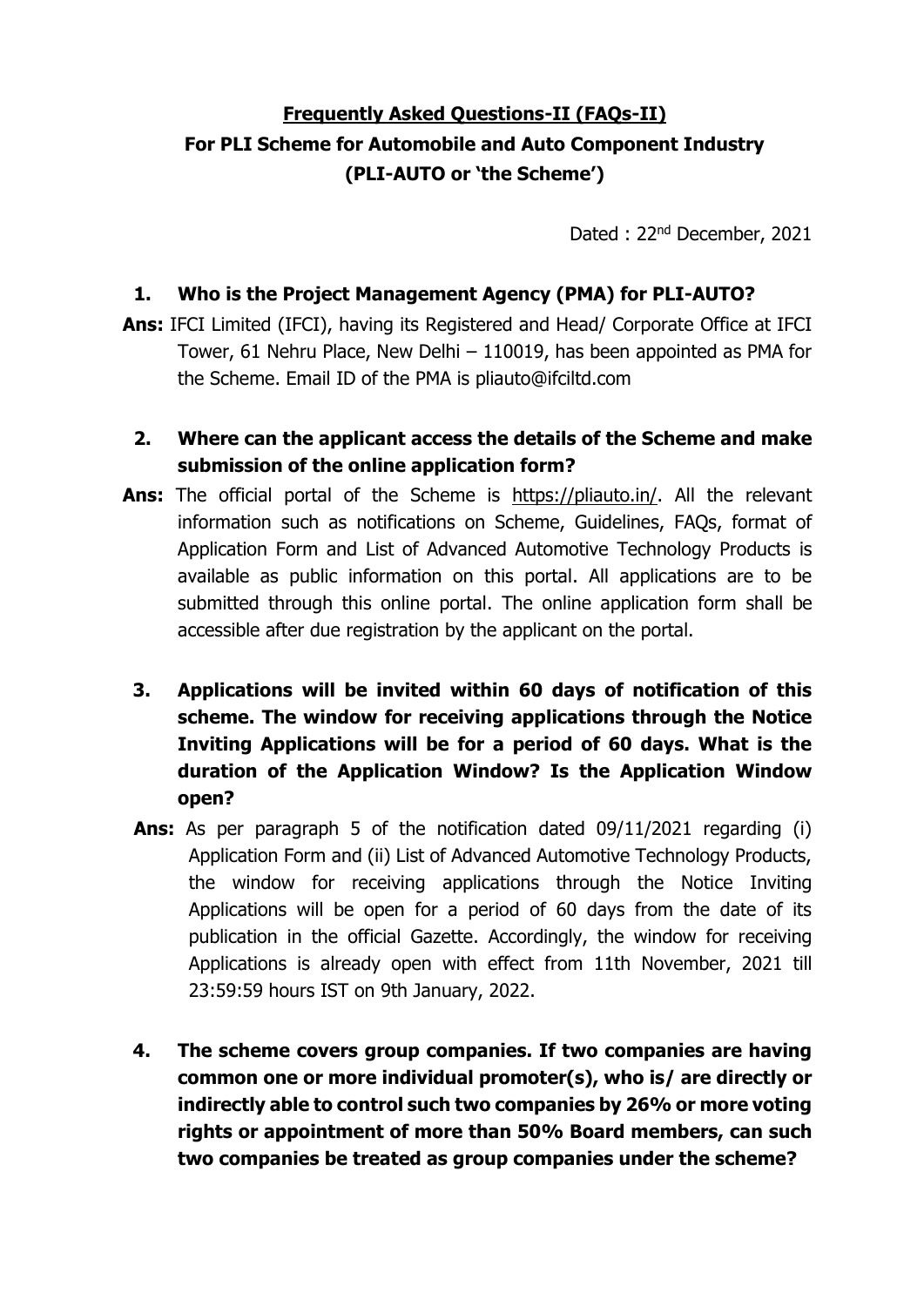# Frequently Asked Questions-II (FAQs-II)

## For PLI Scheme for Automobile and Auto Component Industry (PLI-AUTO or 'the Scheme')

Dated : 22nd December, 2021

**1. Who is the Project Management Agency (PMA) for PLI-AUTO?**

**Ans:** IFCI Limited (IFCI), having its Registered and Head/ Corporate Office at IFCI Tower, 61 Nehru Place, New Delhi – 110019, has been appointed as PMA for the Scheme. Email ID of the PMA is pliauto@ifciltd.com

**2. Where can the applicant access the details of the Scheme and make submission of the online application form?**

**Ans:** The official portal of the Scheme is https://pliauto.in/. All the relevant information such as notifications on Scheme, Guidelines, FAQs, format of Application Form and List of Advanced Automotive Technology Products is available as public information on this portal. All applications are to be submitted through this online portal. The online application form shall be accessible after due registration by the applicant on the portal.

**3. Applications will be invited within 60 days of notification of this scheme. The window for receiving applications through the Notice Inviting Applications will be for a period of 60 days. What is the duration of the Application Window? Is the Application Window open?**

**Ans:** As per paragraph 5 of the notification dated 09/11/2021 regarding (i) Application Form and (ii) List of Advanced Automotive Technology Products, the window for receiving applications through the Notice Inviting Applications will be open for a period of 60 days from the date of its publication in the official Gazette. Accordingly, the window for receiving Applications is already open with effect from 11th November, 2021 till 23:59:59 hours IST on 9th January, 2022.

**4. The scheme covers group companies. If two companies are having common one or more individual promoter(s), who is/ are directly or indirectly able to control such two companies by 26% or more voting rights or appointment of more than 50% Board members, can such two companies be treated as group companies under the scheme?**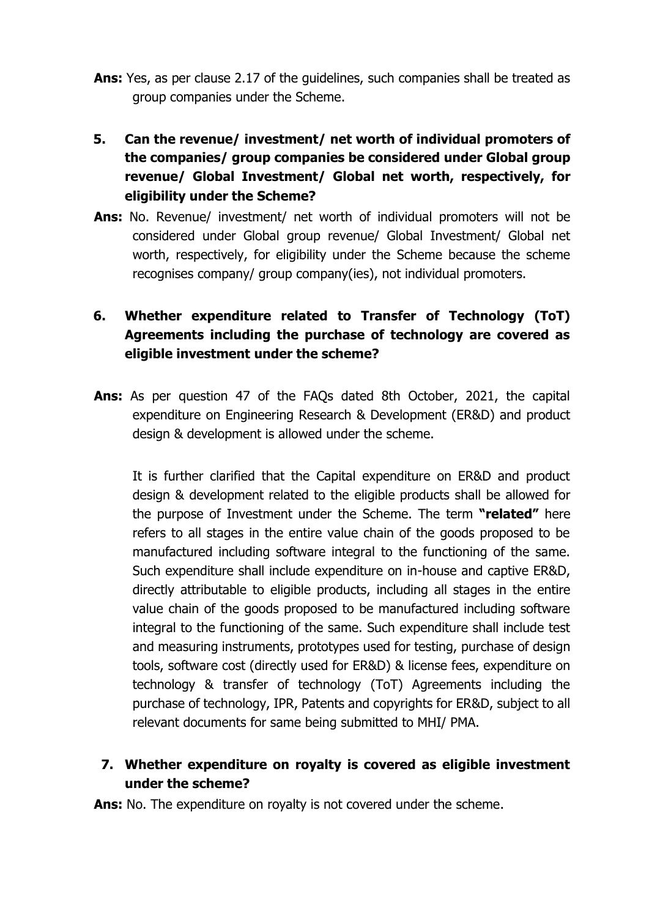**Ans:** Yes, as per clause 2.17 of the guidelines, such companies shall be treated as group companies under the Scheme.

5. **Can the revenue/ investment/ net worth of individual promoters of the companies/ group companies be considered under Global group revenue/ Global Investment/ Global net worth, respectively, for eligibility under the Scheme?**

**Ans:** No. Revenue/ investment/ net worth of individual promoters will not be considered under Global group revenue/ Global Investment/ Global net worth, respectively, for eligibility under the Scheme because the scheme recognises company/ group company(ies), not individual promoters.

6. **Whether expenditure related to Transfer of Technology (ToT) Agreements including the purchase of technology are covered as eligible investment under the scheme?**

**Ans:** As per question 47 of the FAQs dated 8th October, 2021, the capital expenditure on Engineering Research & Development (ER&D) and product design & development is allowed under the scheme.

It is further clarified that the Capital expenditure on ER&D and product design & development related to the eligible products shall be allowed for the purpose of Investment under the Scheme. The term **"related"** here refers to all stages in the entire value chain of the goods proposed to be manufactured including software integral to the functioning of the same. Such expenditure shall include expenditure on in-house and captive ER&D, directly attributable to eligible products, including all stages in the entire value chain of the goods proposed to be manufactured including software integral to the functioning of the same. Such expenditure shall include test and measuring instruments, prototypes used for testing, purchase of design tools, software cost (directly used for ER&D) & license fees, expenditure on technology & transfer of technology (ToT) Agreements including the purchase of technology, IPR, Patents and copyrights for ER&D, subject to all relevant documents for same being submitted to MHI/ PMA.

7. **Whether expenditure on royalty is covered as eligible investment under the scheme?**

**Ans:** No. The expenditure on royalty is not covered under the scheme.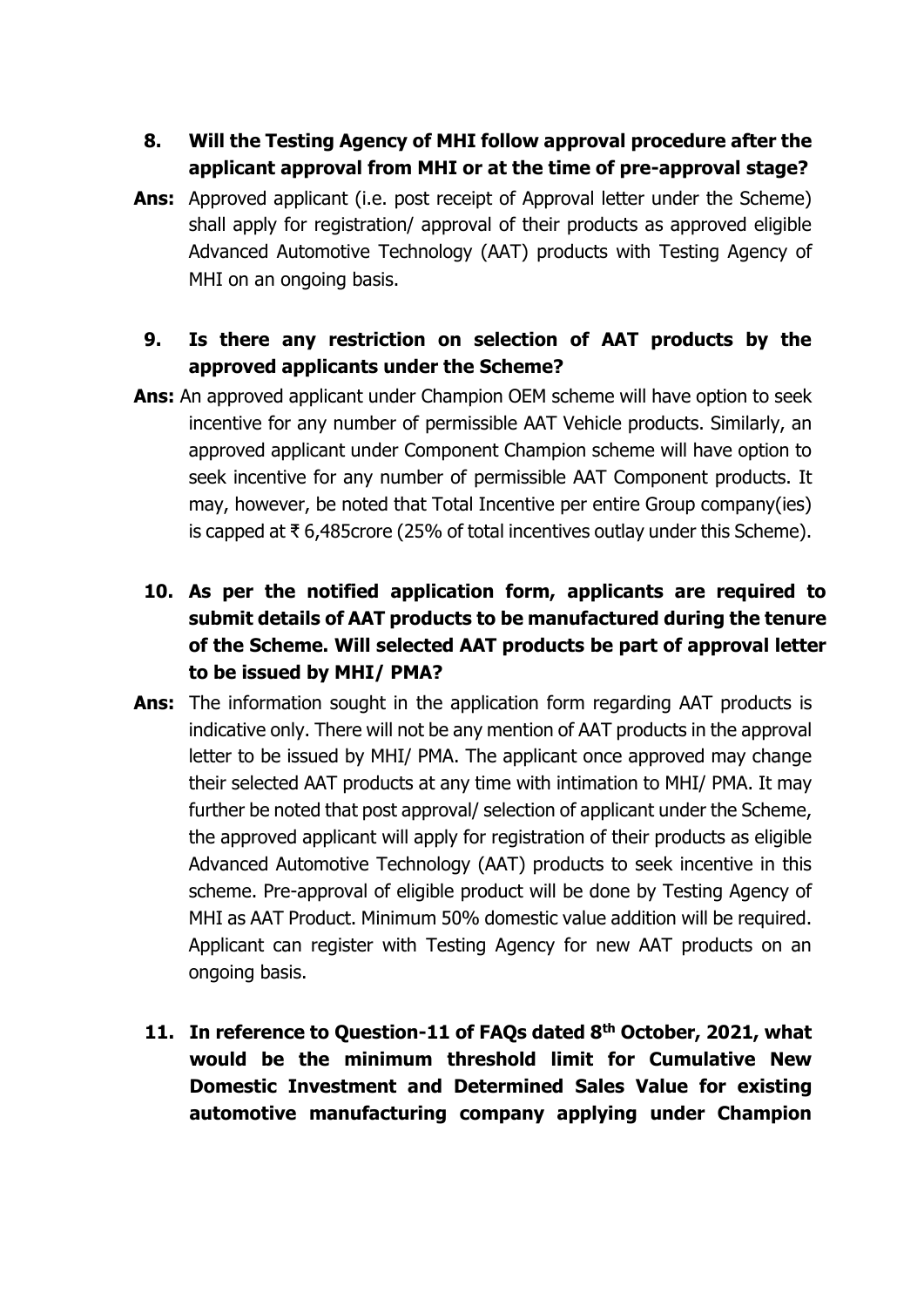**8. Will the Testing Agency of MHI follow approval procedure after the applicant approval from MHI or at the time of pre-approval stage?**

**Ans:** Approved applicant (i.e. post receipt of Approval letter under the Scheme) shall apply for registration/ approval of their products as approved eligible Advanced Automotive Technology (AAT) products with Testing Agency of MHI on an ongoing basis.

**9. Is there any restriction on selection of AAT products by the approved applicants under the Scheme?**

**Ans:** An approved applicant under Champion OEM scheme will have option to seek incentive for any number of permissible AAT Vehicle products. Similarly, an approved applicant under Component Champion scheme will have option to seek incentive for any number of permissible AAT Component products. It may, however, be noted that Total Incentive per entire Group company(ies) is capped at ₹ 6,485crore (25% of total incentives outlay under this Scheme).

**10. As per the notified application form, applicants are required to submit details of AAT products to be manufactured during the tenure of the Scheme. Will selected AAT products be part of approval letter to be issued by MHI/ PMA?**

**Ans:** The information sought in the application form regarding AAT products is indicative only. There will not be any mention of AAT products in the approval letter to be issued by MHI/ PMA. The applicant once approved may change their selected AAT products at any time with intimation to MHI/ PMA. It may further be noted that post approval/ selection of applicant under the Scheme, the approved applicant will apply for registration of their products as eligible Advanced Automotive Technology (AAT) products to seek incentive in this scheme. Pre-approval of eligible product will be done by Testing Agency of MHI as AAT Product. Minimum 50% domestic value addition will be required. Applicant can register with Testing Agency for new AAT products on an ongoing basis.

**11. In reference to Question-11 of FAQs dated 8th October, 2021, what would be the minimum threshold limit for Cumulative New Domestic Investment and Determined Sales Value for existing automotive manufacturing company applying under Champion**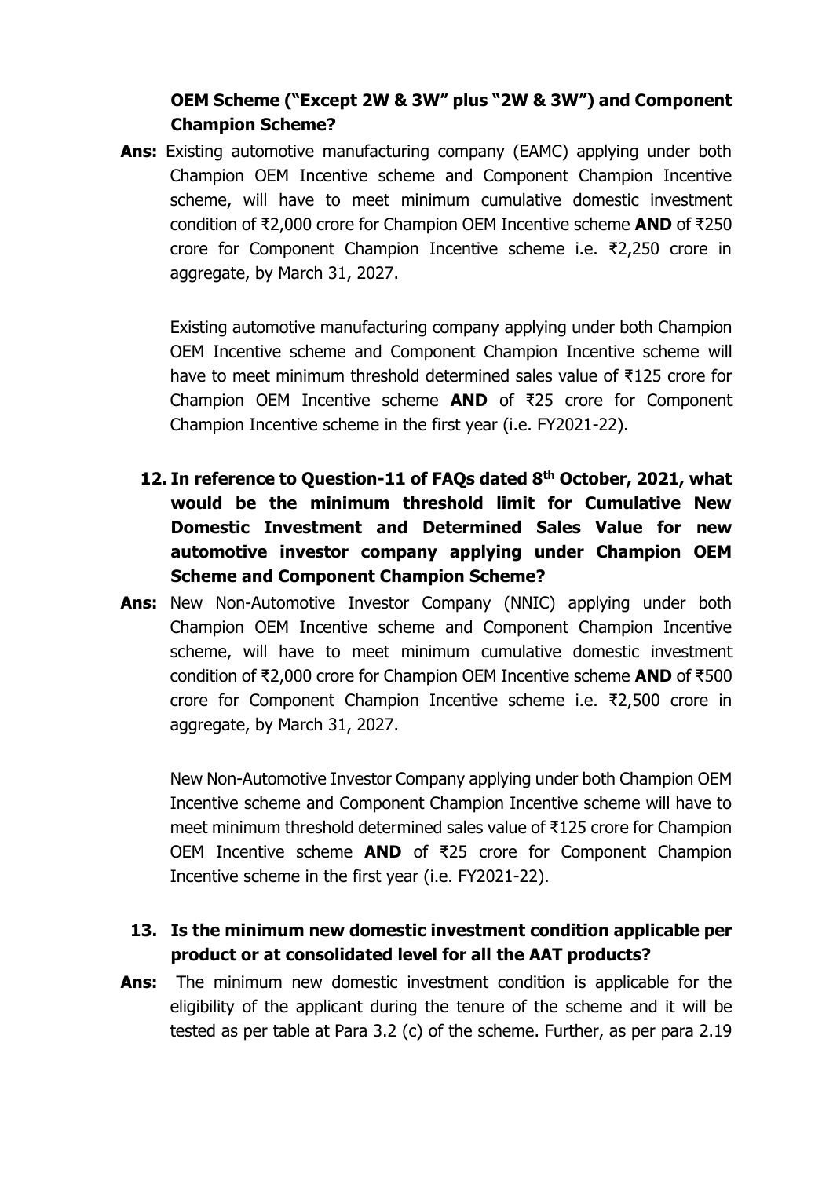**OEM Scheme ("Except 2W & 3W" plus "2W & 3W") and Component Champion Scheme?**

**Ans:** Existing automotive manufacturing company (EAMC) applying under both Champion OEM Incentive scheme and Component Champion Incentive scheme, will have to meet minimum cumulative domestic investment condition of ₹2,000 crore for Champion OEM Incentive scheme **AND** of ₹250 crore for Component Champion Incentive scheme i.e. ₹2,250 crore in aggregate, by March 31, 2027.

Existing automotive manufacturing company applying under both Champion OEM Incentive scheme and Component Champion Incentive scheme will have to meet minimum threshold determined sales value of ₹125 crore for Champion OEM Incentive scheme **AND** of ₹25 crore for Component Champion Incentive scheme in the first year (i.e. FY2021-22).

**12. In reference to Question-11 of FAQs dated 8th October, 2021, what would be the minimum threshold limit for Cumulative New Domestic Investment and Determined Sales Value for new automotive investor company applying under Champion OEM Scheme and Component Champion Scheme?**

**Ans:** New Non-Automotive Investor Company (NNIC) applying under both Champion OEM Incentive scheme and Component Champion Incentive scheme, will have to meet minimum cumulative domestic investment condition of ₹2,000 crore for Champion OEM Incentive scheme **AND** of ₹500 crore for Component Champion Incentive scheme i.e. ₹2,500 crore in aggregate, by March 31, 2027.

New Non-Automotive Investor Company applying under both Champion OEM Incentive scheme and Component Champion Incentive scheme will have to meet minimum threshold determined sales value of ₹125 crore for Champion OEM Incentive scheme **AND** of ₹25 crore for Component Champion Incentive scheme in the first year (i.e. FY2021-22).

**13. Is the minimum new domestic investment condition applicable per product or at consolidated level for all the AAT products?**

**Ans:** The minimum new domestic investment condition is applicable for the eligibility of the applicant during the tenure of the scheme and it will be tested as per table at Para 3.2 (c) of the scheme. Further, as per para 2.19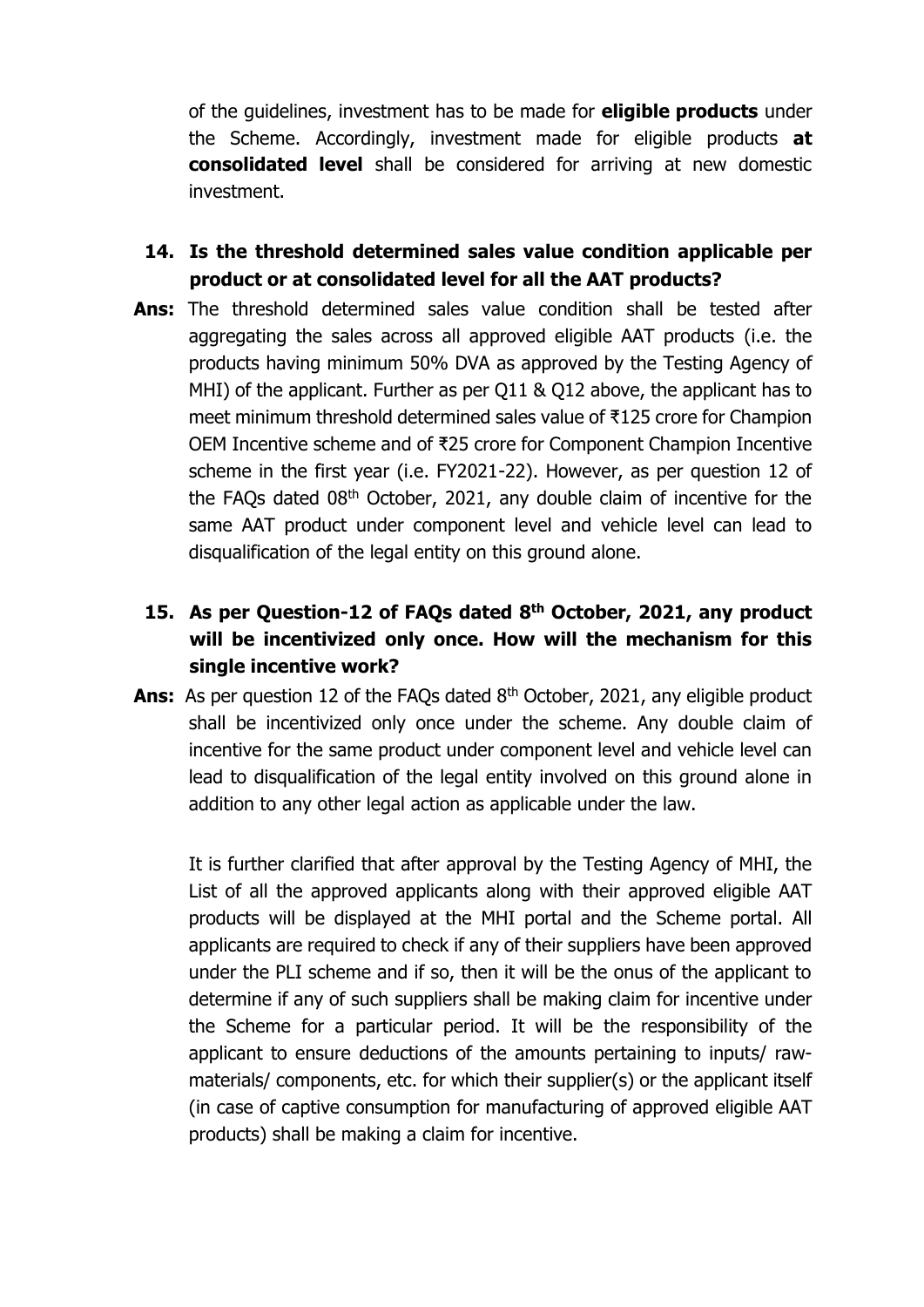of the guidelines, investment has to be made for **eligible products** under the Scheme. Accordingly, investment made for eligible products **at consolidated level** shall be considered for arriving at new domestic investment.

**14. Is the threshold determined sales value condition applicable per product or at consolidated level for all the AAT products?**

**Ans:** The threshold determined sales value condition shall be tested after aggregating the sales across all approved eligible AAT products (i.e. the products having minimum 50% DVA as approved by the Testing Agency of MHI) of the applicant. Further as per Q11 & Q12 above, the applicant has to meet minimum threshold determined sales value of ₹125 crore for Champion OEM Incentive scheme and of ₹25 crore for Component Champion Incentive scheme in the first year (i.e. FY2021-22). However, as per question 12 of the FAQs dated 08th October, 2021, any double claim of incentive for the same AAT product under component level and vehicle level can lead to disqualification of the legal entity on this ground alone.

**15. As per Question-12 of FAQs dated 8th October, 2021, any product will be incentivized only once. How will the mechanism for this single incentive work?**

**Ans:** As per question 12 of the FAQs dated 8th October, 2021, any eligible product shall be incentivized only once under the scheme. Any double claim of incentive for the same product under component level and vehicle level can lead to disqualification of the legal entity involved on this ground alone in addition to any other legal action as applicable under the law.

It is further clarified that after approval by the Testing Agency of MHI, the List of all the approved applicants along with their approved eligible AAT products will be displayed at the MHI portal and the Scheme portal. All applicants are required to check if any of their suppliers have been approved under the PLI scheme and if so, then it will be the onus of the applicant to determine if any of such suppliers shall be making claim for incentive under the Scheme for a particular period. It will be the responsibility of the applicant to ensure deductions of the amounts pertaining to inputs/ raw-materials/ components, etc. for which their supplier(s) or the applicant itself (in case of captive consumption for manufacturing of approved eligible AAT products) shall be making a claim for incentive.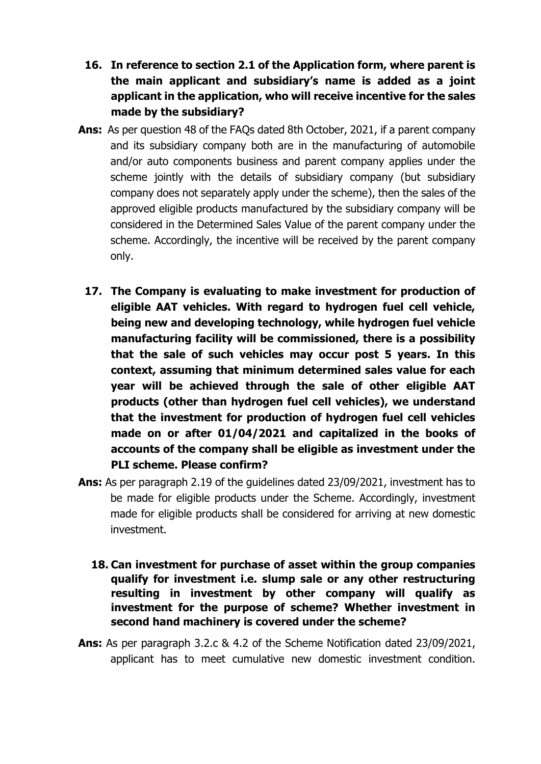**16. In reference to section 2.1 of the Application form, where parent is the main applicant and subsidiary's name is added as a joint applicant in the application, who will receive incentive for the sales made by the subsidiary?**

**Ans:** As per question 48 of the FAQs dated 8th October, 2021, if a parent company and its subsidiary company both are in the manufacturing of automobile and/or auto components business and parent company applies under the scheme jointly with the details of subsidiary company (but subsidiary company does not separately apply under the scheme), then the sales of the approved eligible products manufactured by the subsidiary company will be considered in the Determined Sales Value of the parent company under the scheme. Accordingly, the incentive will be received by the parent company only.

**17. The Company is evaluating to make investment for production of eligible AAT vehicles. With regard to hydrogen fuel cell vehicle, being new and developing technology, while hydrogen fuel vehicle manufacturing facility will be commissioned, there is a possibility that the sale of such vehicles may occur post 5 years. In this context, assuming that minimum determined sales value for each year will be achieved through the sale of other eligible AAT products (other than hydrogen fuel cell vehicles), we understand that the investment for production of hydrogen fuel cell vehicles made on or after 01/04/2021 and capitalized in the books of accounts of the company shall be eligible as investment under the PLI scheme. Please confirm?**

**Ans:** As per paragraph 2.19 of the guidelines dated 23/09/2021, investment has to be made for eligible products under the Scheme. Accordingly, investment made for eligible products shall be considered for arriving at new domestic investment.

**18. Can investment for purchase of asset within the group companies qualify for investment i.e. slump sale or any other restructuring resulting in investment by other company will qualify as investment for the purpose of scheme? Whether investment in second hand machinery is covered under the scheme?**

**Ans:** As per paragraph 3.2.c & 4.2 of the Scheme Notification dated 23/09/2021, applicant has to meet cumulative new domestic investment condition.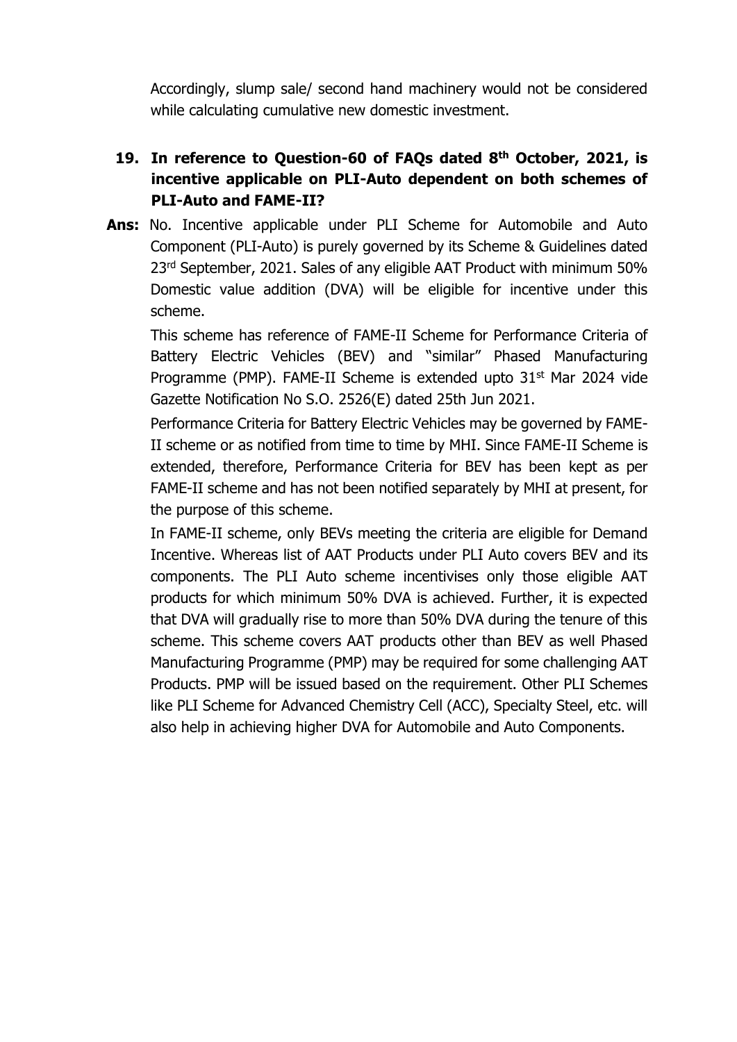Accordingly, slump sale/ second hand machinery would not be considered while calculating cumulative new domestic investment.

**19. In reference to Question-60 of FAQs dated 8th October, 2021, is incentive applicable on PLI-Auto dependent on both schemes of PLI-Auto and FAME-II?**

**Ans:** No. Incentive applicable under PLI Scheme for Automobile and Auto Component (PLI-Auto) is purely governed by its Scheme & Guidelines dated 23rd September, 2021. Sales of any eligible AAT Product with minimum 50% Domestic value addition (DVA) will be eligible for incentive under this scheme.

This scheme has reference of FAME-II Scheme for Performance Criteria of Battery Electric Vehicles (BEV) and "similar" Phased Manufacturing Programme (PMP). FAME-II Scheme is extended upto 31st Mar 2024 vide Gazette Notification No S.O. 2526(E) dated 25th Jun 2021.

Performance Criteria for Battery Electric Vehicles may be governed by FAME-II scheme or as notified from time to time by MHI. Since FAME-II Scheme is extended, therefore, Performance Criteria for BEV has been kept as per FAME-II scheme and has not been notified separately by MHI at present, for the purpose of this scheme.

In FAME-II scheme, only BEVs meeting the criteria are eligible for Demand Incentive. Whereas list of AAT Products under PLI Auto covers BEV and its components. The PLI Auto scheme incentivises only those eligible AAT products for which minimum 50% DVA is achieved. Further, it is expected that DVA will gradually rise to more than 50% DVA during the tenure of this scheme. This scheme covers AAT products other than BEV as well Phased Manufacturing Programme (PMP) may be required for some challenging AAT Products. PMP will be issued based on the requirement. Other PLI Schemes like PLI Scheme for Advanced Chemistry Cell (ACC), Specialty Steel, etc. will also help in achieving higher DVA for Automobile and Auto Components.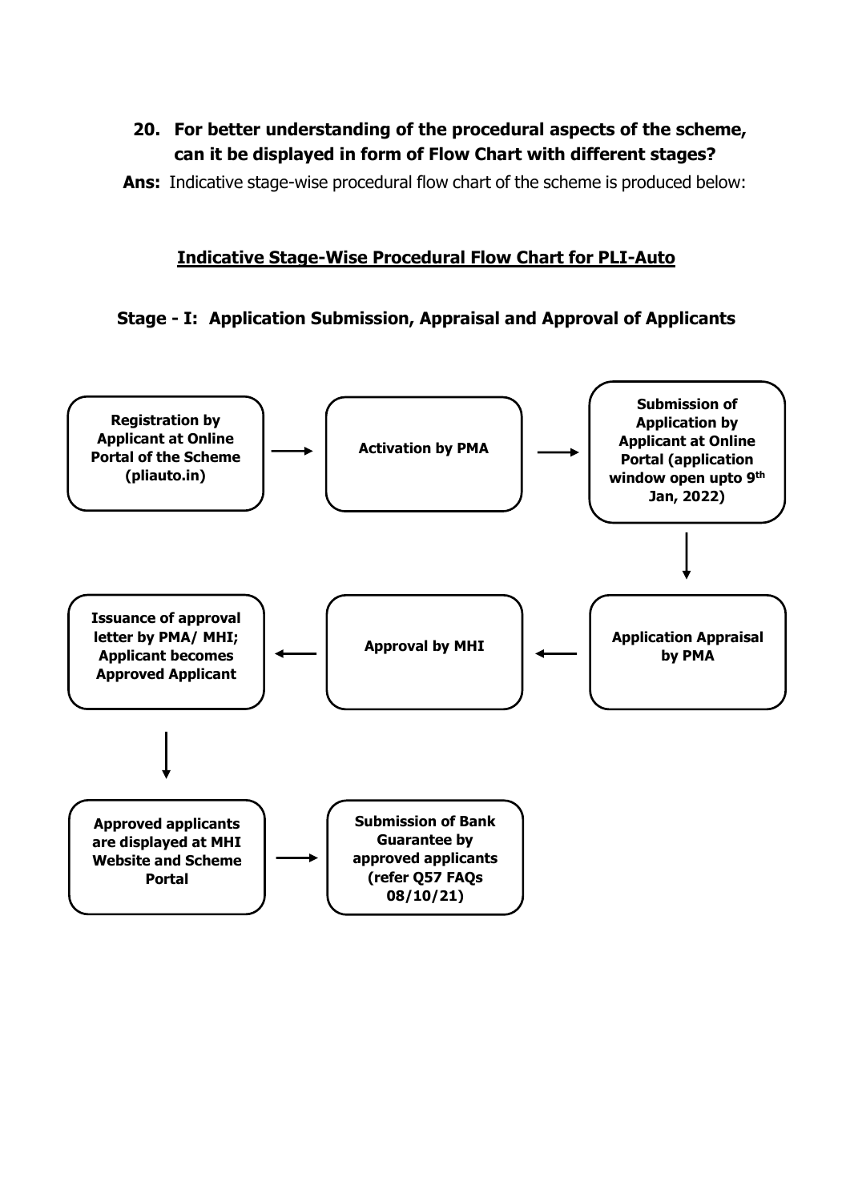**20. For better understanding of the procedural aspects of the scheme, can it be displayed in form of Flow Chart with different stages?**

**Ans:** Indicative stage-wise procedural flow chart of the scheme is produced below:

## Indicative Stage-Wise Procedural Flow Chart for PLI-Auto

### Stage - I: Application Submission, Appraisal and Approval of Applicants

1. **Registration by Applicant at Online Portal of the Scheme (pliauto.in)**
2. → **Activation by PMA**
3. → **Submission of Application by Applicant at Online Portal (application window open upto 9th Jan, 2022)**
4. → **Application Appraisal by PMA**
5. → **Approval by MHI**
6. → **Issuance of approval letter by PMA/ MHI; Applicant becomes Approved Applicant**
7. → **Approved applicants are displayed at MHI Website and Scheme Portal**
8. → **Submission of Bank Guarantee by approved applicants (refer Q57 FAQs 08/10/21)**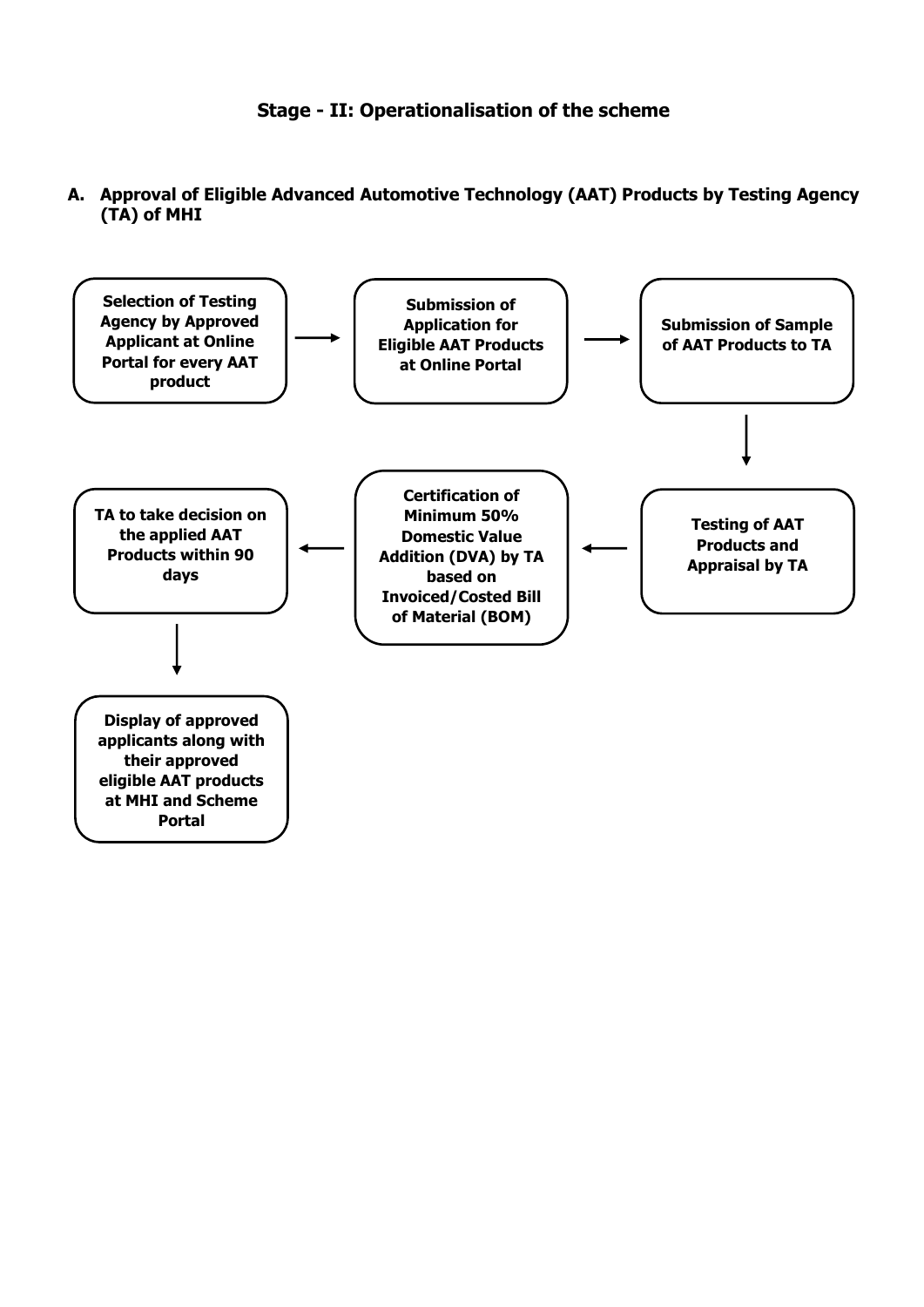## Stage - II: Operationalisation of the scheme

**A. Approval of Eligible Advanced Automotive Technology (AAT) Products by Testing Agency (TA) of MHI**

1. **Selection of Testing Agency by Approved Applicant at Online Portal for every AAT product**
2. **Submission of Application for Eligible AAT Products at Online Portal**
3. **Submission of Sample of AAT Products to TA**
4. **Testing of AAT Products and Appraisal by TA**
5. **Certification of Minimum 50% Domestic Value Addition (DVA) by TA based on Invoiced/Costed Bill of Material (BOM)**
6. **TA to take decision on the applied AAT Products within 90 days**
7. **Display of approved applicants along with their approved eligible AAT products at MHI and Scheme Portal**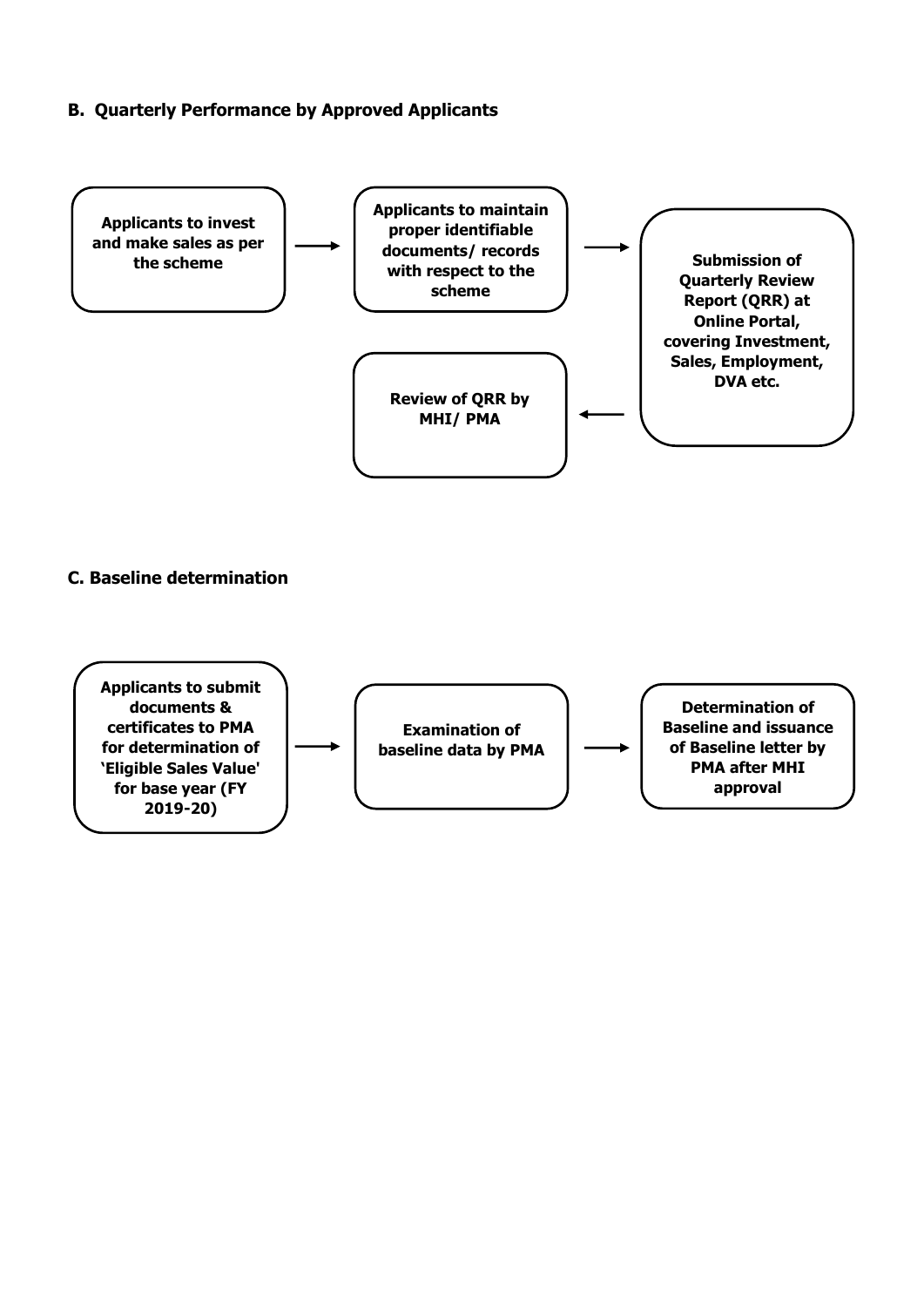### B. Quarterly Performance by Approved Applicants

**Applicants to invest and make sales as per the scheme** → **Applicants to maintain proper identifiable documents/ records with respect to the scheme** → **Submission of Quarterly Review Report (QRR) at Online Portal, covering Investment, Sales, Employment, DVA etc.** → **Review of QRR by MHI/ PMA**

### C. Baseline determination

**Applicants to submit documents & certificates to PMA for determination of 'Eligible Sales Value' for base year (FY 2019-20)** → **Examination of baseline data by PMA** → **Determination of Baseline and issuance of Baseline letter by PMA after MHI approval**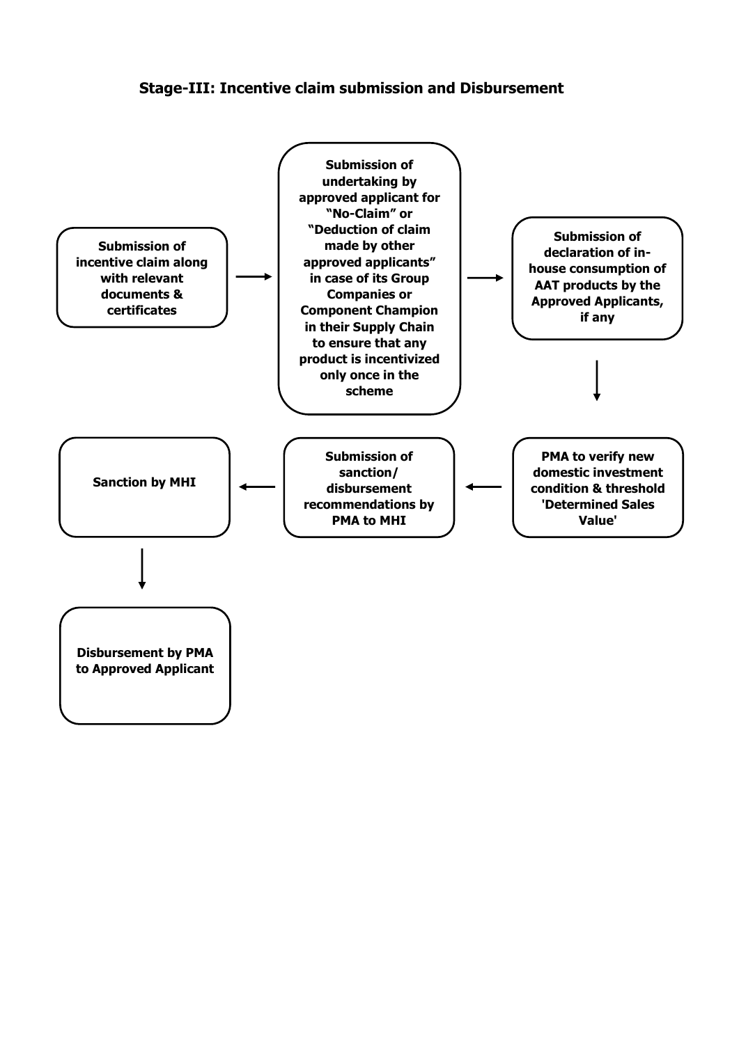### Stage-III: Incentive claim submission and Disbursement

**Submission of incentive claim along with relevant documents & certificates**

→

**Submission of undertaking by approved applicant for "No-Claim" or "Deduction of claim made by other approved applicants" in case of its Group Companies or Component Champion in their Supply Chain to ensure that any product is incentivized only once in the scheme**

→

**Submission of declaration of in-house consumption of AAT products by the Approved Applicants, if any**

↓

**PMA to verify new domestic investment condition & threshold 'Determined Sales Value'**

→

**Submission of sanction/ disbursement recommendations by PMA to MHI**

→

**Sanction by MHI**

↓

**Disbursement by PMA to Approved Applicant**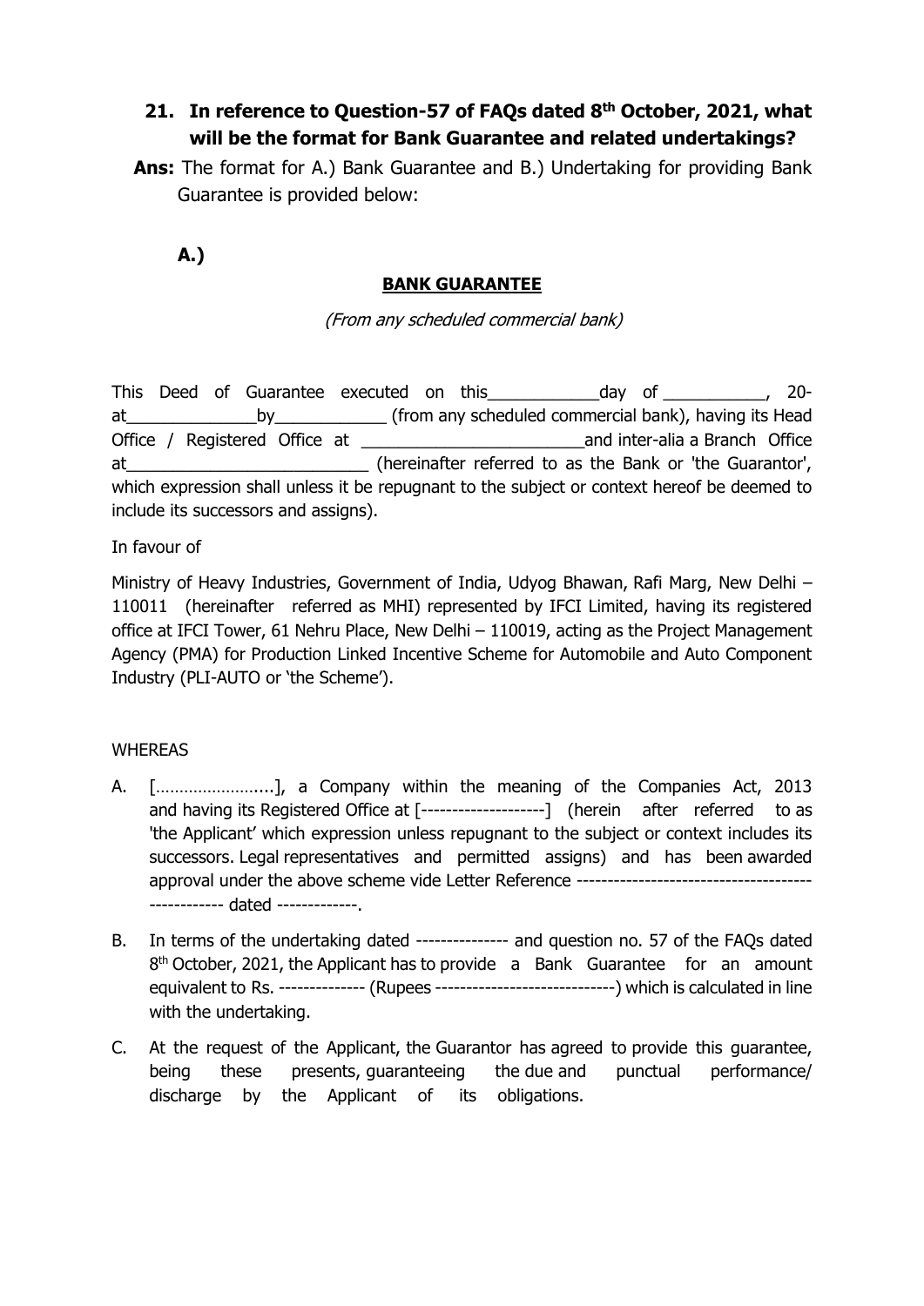**21. In reference to Question-57 of FAQs dated 8th October, 2021, what will be the format for Bank Guarantee and related undertakings?**

**Ans:** The format for A.) Bank Guarantee and B.) Undertaking for providing Bank Guarantee is provided below:

**A.)**

**BANK GUARANTEE**

*(From any scheduled commercial bank)*

This Deed of Guarantee executed on this____________day of ___________, 20- at______________by____________ (from any scheduled commercial bank), having its Head Office / Registered Office at _________________________and inter-alia a Branch Office at___________________________ (hereinafter referred to as the Bank or 'the Guarantor', which expression shall unless it be repugnant to the subject or context hereof be deemed to include its successors and assigns).

In favour of

Ministry of Heavy Industries, Government of India, Udyog Bhawan, Rafi Marg, New Delhi – 110011 (hereinafter referred as MHI) represented by IFCI Limited, having its registered office at IFCI Tower, 61 Nehru Place, New Delhi – 110019, acting as the Project Management Agency (PMA) for Production Linked Incentive Scheme for Automobile and Auto Component Industry (PLI-AUTO or 'the Scheme').

WHEREAS

A. […………………...], a Company within the meaning of the Companies Act, 2013 and having its Registered Office at [--------------------] (herein after referred to as 'the Applicant' which expression unless repugnant to the subject or context includes its successors. Legal representatives and permitted assigns) and has been awarded approval under the above scheme vide Letter Reference ------------------------------------------------- dated -------------.

B. In terms of the undertaking dated --------------- and question no. 57 of the FAQs dated 8th October, 2021, the Applicant has to provide a Bank Guarantee for an amount equivalent to Rs. -------------- (Rupees ----------------------------) which is calculated in line with the undertaking.

C. At the request of the Applicant, the Guarantor has agreed to provide this guarantee, being these presents, guaranteeing the due and punctual performance/ discharge by the Applicant of its obligations.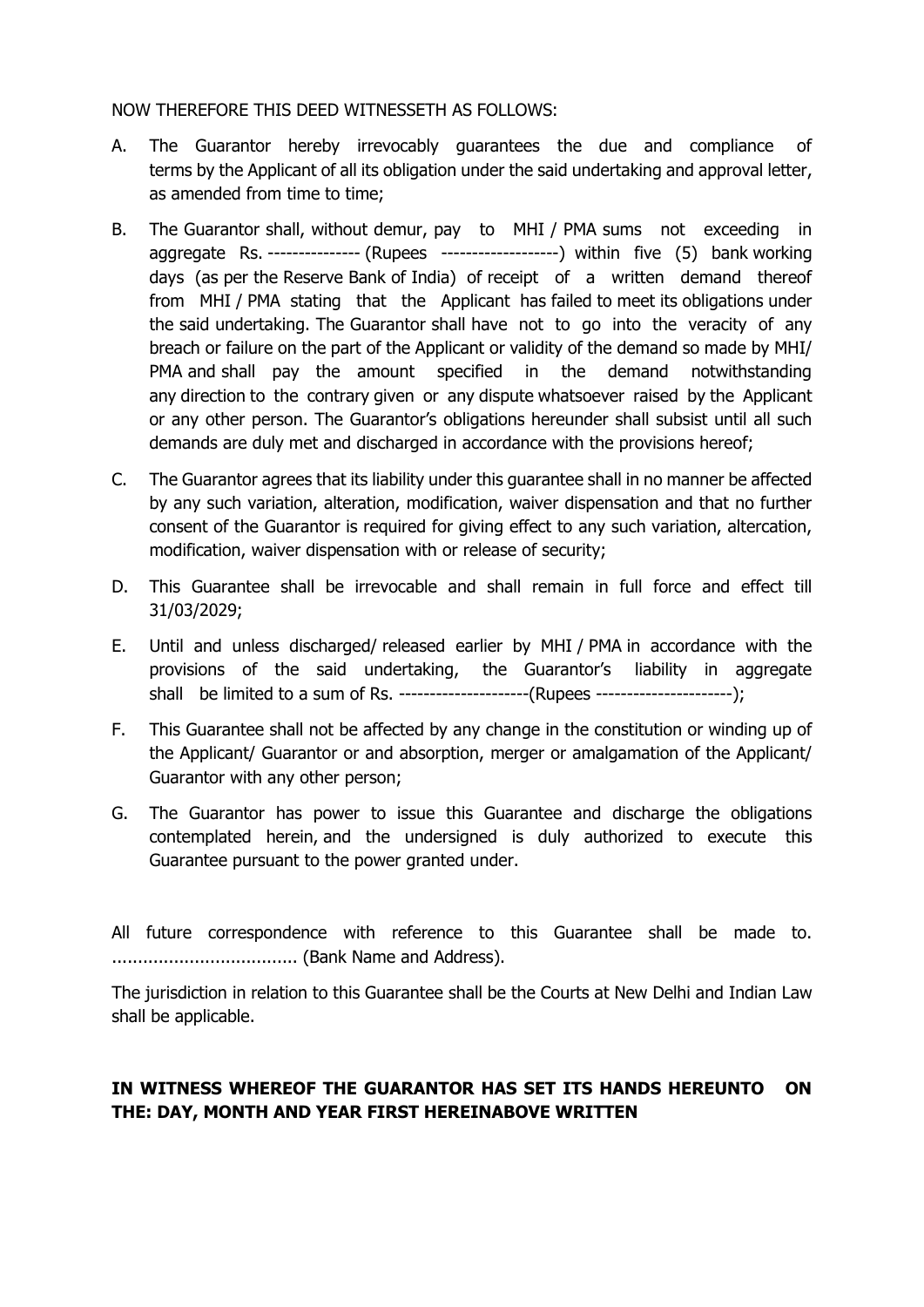NOW THEREFORE THIS DEED WITNESSETH AS FOLLOWS:

A. The Guarantor hereby irrevocably guarantees the due and compliance of terms by the Applicant of all its obligation under the said undertaking and approval letter, as amended from time to time;

B. The Guarantor shall, without demur, pay to MHI / PMA sums not exceeding in aggregate Rs. --------------- (Rupees -------------------) within five (5) bank working days (as per the Reserve Bank of India) of receipt of a written demand thereof from MHI / PMA stating that the Applicant has failed to meet its obligations under the said undertaking. The Guarantor shall have not to go into the veracity of any breach or failure on the part of the Applicant or validity of the demand so made by MHI/ PMA and shall pay the amount specified in the demand notwithstanding any direction to the contrary given or any dispute whatsoever raised by the Applicant or any other person. The Guarantor's obligations hereunder shall subsist until all such demands are duly met and discharged in accordance with the provisions hereof;

C. The Guarantor agrees that its liability under this guarantee shall in no manner be affected by any such variation, alteration, modification, waiver dispensation and that no further consent of the Guarantor is required for giving effect to any such variation, altercation, modification, waiver dispensation with or release of security;

D. This Guarantee shall be irrevocable and shall remain in full force and effect till 31/03/2029;

E. Until and unless discharged/ released earlier by MHI / PMA in accordance with the provisions of the said undertaking, the Guarantor's liability in aggregate shall be limited to a sum of Rs. ---------------------(Rupees ----------------------);

F. This Guarantee shall not be affected by any change in the constitution or winding up of the Applicant/ Guarantor or and absorption, merger or amalgamation of the Applicant/ Guarantor with any other person;

G. The Guarantor has power to issue this Guarantee and discharge the obligations contemplated herein, and the undersigned is duly authorized to execute this Guarantee pursuant to the power granted under.

All future correspondence with reference to this Guarantee shall be made to. .................................... (Bank Name and Address).

The jurisdiction in relation to this Guarantee shall be the Courts at New Delhi and Indian Law shall be applicable.

**IN WITNESS WHEREOF THE GUARANTOR HAS SET ITS HANDS HEREUNTO ON THE: DAY, MONTH AND YEAR FIRST HEREINABOVE WRITTEN**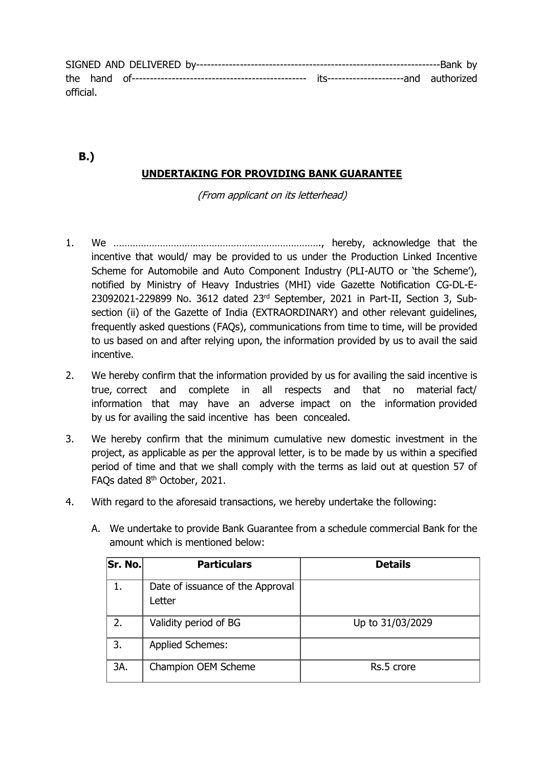SIGNED AND DELIVERED by-------------------------------------------------------------------Bank by the hand of------------------------------------------------ its---------------------and authorized official.

**B.)**

## UNDERTAKING FOR PROVIDING BANK GUARANTEE

*(From applicant on its letterhead)*

1. We ………………………………………………………………….., hereby, acknowledge that the incentive that would/ may be provided to us under the Production Linked Incentive Scheme for Automobile and Auto Component Industry (PLI-AUTO or 'the Scheme'), notified by Ministry of Heavy Industries (MHI) vide Gazette Notification CG-DL-E-23092021-229899 No. 3612 dated 23rd September, 2021 in Part-II, Section 3, Sub-section (ii) of the Gazette of India (EXTRAORDINARY) and other relevant guidelines, frequently asked questions (FAQs), communications from time to time, will be provided to us based on and after relying upon, the information provided by us to avail the said incentive.

2. We hereby confirm that the information provided by us for availing the said incentive is true, correct and complete in all respects and that no material fact/ information that may have an adverse impact on the information provided by us for availing the said incentive has been concealed.

3. We hereby confirm that the minimum cumulative new domestic investment in the project, as applicable as per the approval letter, is to be made by us within a specified period of time and that we shall comply with the terms as laid out at question 57 of FAQs dated 8th October, 2021.

4. With regard to the aforesaid transactions, we hereby undertake the following:

   A. We undertake to provide Bank Guarantee from a schedule commercial Bank for the amount which is mentioned below:

| Sr. No. | Particulars | Details |
|---|---|---|
| 1. | Date of issuance of the Approval Letter | |
| 2. | Validity period of BG | Up to 31/03/2029 |
| 3. | Applied Schemes: | |
| 3A. | Champion OEM Scheme | Rs.5 crore |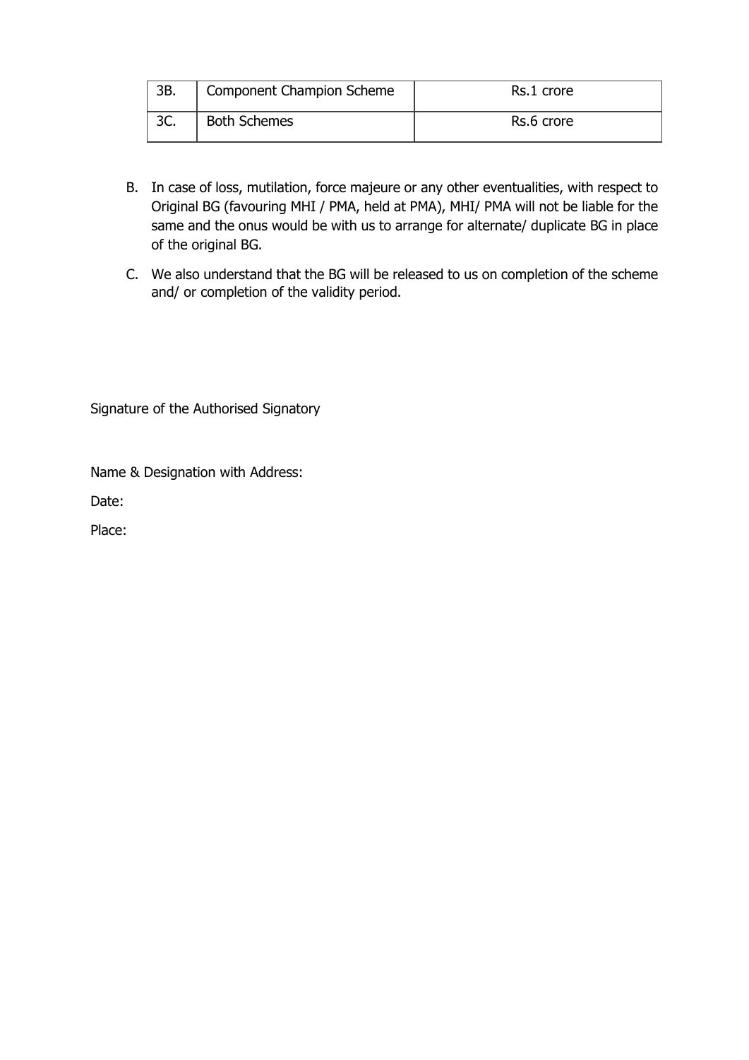| | | |
|---|---|---|
| 3B. | Component Champion Scheme | Rs.1 crore |
| 3C. | Both Schemes | Rs.6 crore |

B. In case of loss, mutilation, force majeure or any other eventualities, with respect to Original BG (favouring MHI / PMA, held at PMA), MHI/ PMA will not be liable for the same and the onus would be with us to arrange for alternate/ duplicate BG in place of the original BG.

C. We also understand that the BG will be released to us on completion of the scheme and/ or completion of the validity period.

Signature of the Authorised Signatory

Name & Designation with Address:

Date:

Place: